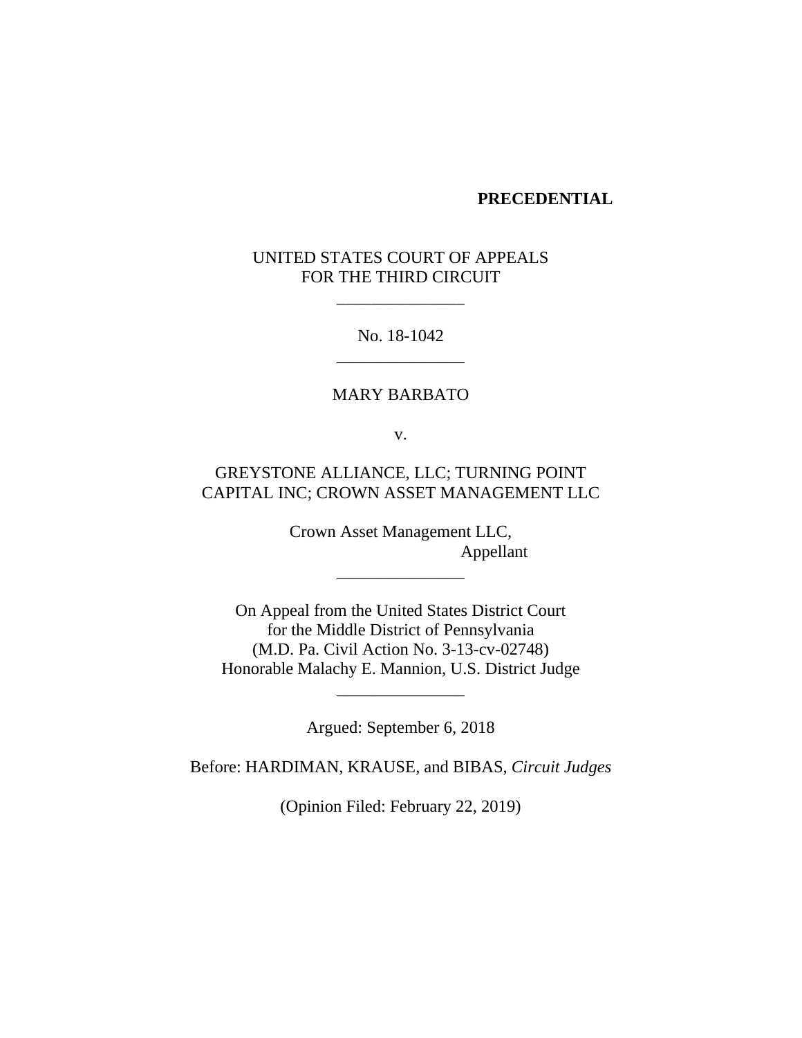**PRECEDENTIAL**

UNITED STATES COURT OF APPEALS
FOR THE THIRD CIRCUIT

_______________

No. 18-1042

_______________

MARY BARBATO

v.

GREYSTONE ALLIANCE, LLC; TURNING POINT CAPITAL INC; CROWN ASSET MANAGEMENT LLC

Crown Asset Management LLC,
Appellant

_______________

On Appeal from the United States District Court
for the Middle District of Pennsylvania
(M.D. Pa. Civil Action No. 3-13-cv-02748)
Honorable Malachy E. Mannion, U.S. District Judge

_______________

Argued: September 6, 2018

Before: HARDIMAN, KRAUSE, and BIBAS, *Circuit Judges*

(Opinion Filed: February 22, 2019)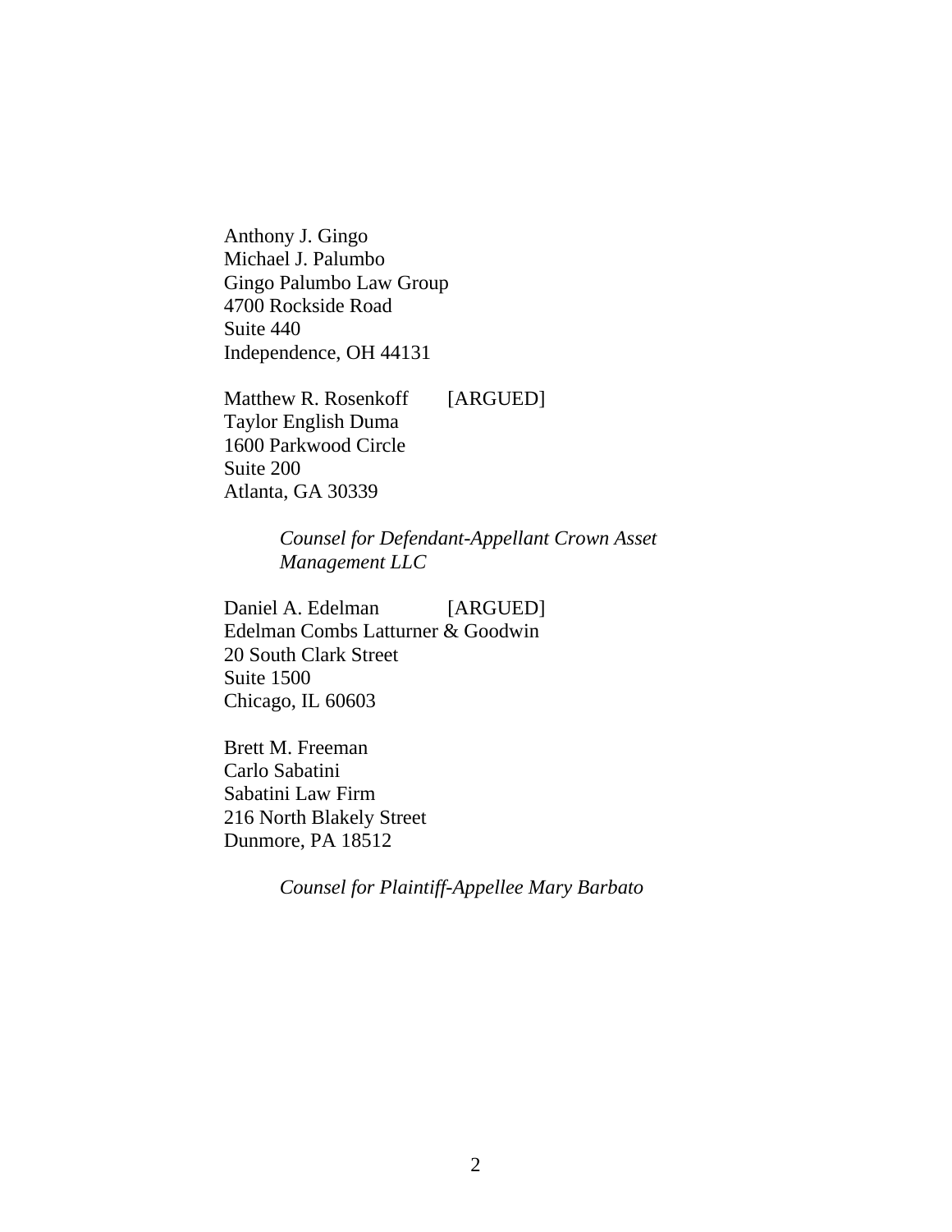Anthony J. Gingo
Michael J. Palumbo
Gingo Palumbo Law Group
4700 Rockside Road
Suite 440
Independence, OH 44131

Matthew R. Rosenkoff [ARGUED]
Taylor English Duma
1600 Parkwood Circle
Suite 200
Atlanta, GA 30339

*Counsel for Defendant-Appellant Crown Asset Management LLC*

Daniel A. Edelman [ARGUED]
Edelman Combs Latturner & Goodwin
20 South Clark Street
Suite 1500
Chicago, IL 60603

Brett M. Freeman
Carlo Sabatini
Sabatini Law Firm
216 North Blakely Street
Dunmore, PA 18512

*Counsel for Plaintiff-Appellee Mary Barbato*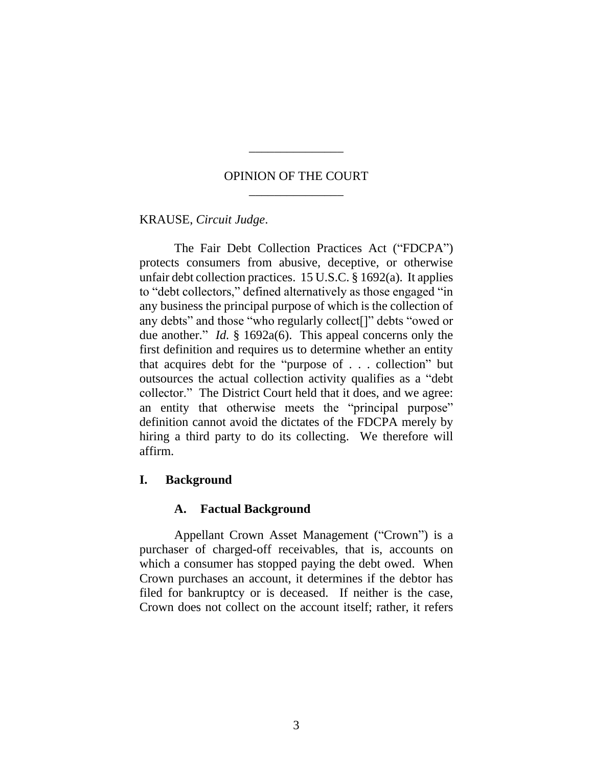## OPINION OF THE COURT

KRAUSE, *Circuit Judge*.

The Fair Debt Collection Practices Act ("FDCPA") protects consumers from abusive, deceptive, or otherwise unfair debt collection practices. 15 U.S.C. § 1692(a). It applies to "debt collectors," defined alternatively as those engaged "in any business the principal purpose of which is the collection of any debts" and those "who regularly collect[]" debts "owed or due another." *Id.* § 1692a(6). This appeal concerns only the first definition and requires us to determine whether an entity that acquires debt for the "purpose of . . . collection" but outsources the actual collection activity qualifies as a "debt collector." The District Court held that it does, and we agree: an entity that otherwise meets the "principal purpose" definition cannot avoid the dictates of the FDCPA merely by hiring a third party to do its collecting. We therefore will affirm.

## I. Background

### A. Factual Background

Appellant Crown Asset Management ("Crown") is a purchaser of charged-off receivables, that is, accounts on which a consumer has stopped paying the debt owed. When Crown purchases an account, it determines if the debtor has filed for bankruptcy or is deceased. If neither is the case, Crown does not collect on the account itself; rather, it refers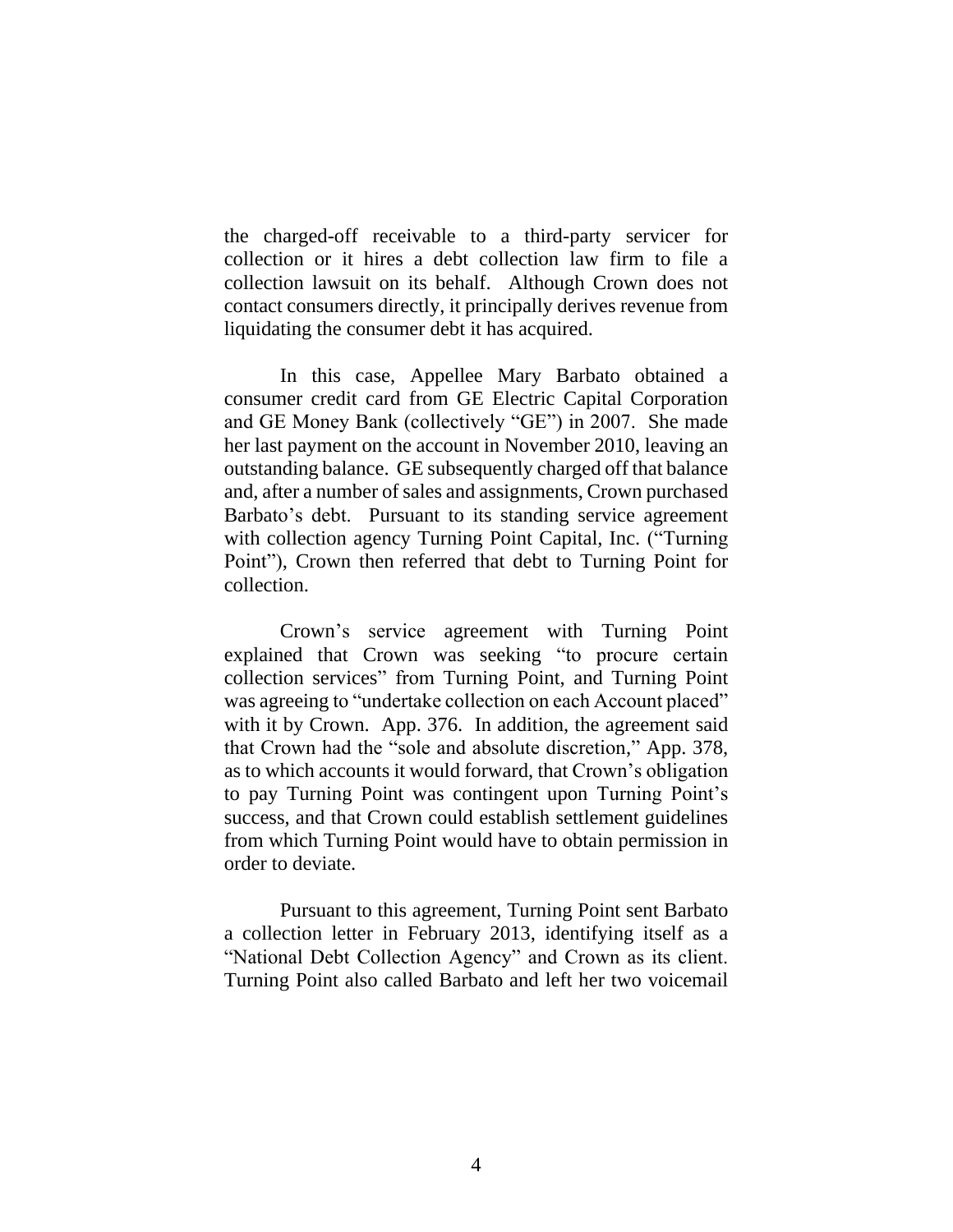the charged-off receivable to a third-party servicer for collection or it hires a debt collection law firm to file a collection lawsuit on its behalf. Although Crown does not contact consumers directly, it principally derives revenue from liquidating the consumer debt it has acquired.

In this case, Appellee Mary Barbato obtained a consumer credit card from GE Electric Capital Corporation and GE Money Bank (collectively "GE") in 2007. She made her last payment on the account in November 2010, leaving an outstanding balance. GE subsequently charged off that balance and, after a number of sales and assignments, Crown purchased Barbato's debt. Pursuant to its standing service agreement with collection agency Turning Point Capital, Inc. ("Turning Point"), Crown then referred that debt to Turning Point for collection.

Crown's service agreement with Turning Point explained that Crown was seeking "to procure certain collection services" from Turning Point, and Turning Point was agreeing to "undertake collection on each Account placed" with it by Crown. App. 376. In addition, the agreement said that Crown had the "sole and absolute discretion," App. 378, as to which accounts it would forward, that Crown's obligation to pay Turning Point was contingent upon Turning Point's success, and that Crown could establish settlement guidelines from which Turning Point would have to obtain permission in order to deviate.

Pursuant to this agreement, Turning Point sent Barbato a collection letter in February 2013, identifying itself as a "National Debt Collection Agency" and Crown as its client. Turning Point also called Barbato and left her two voicemail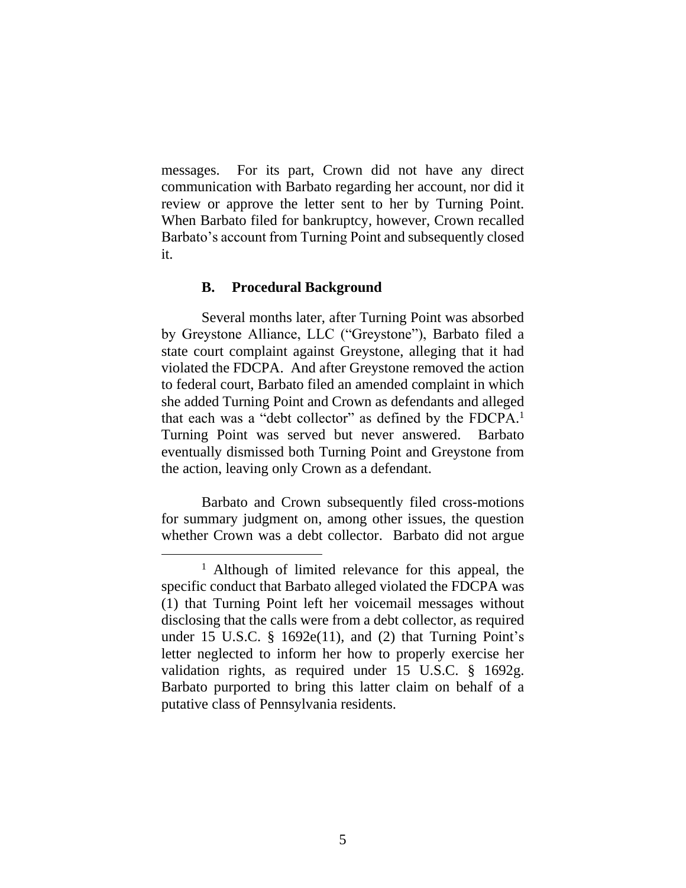messages. For its part, Crown did not have any direct communication with Barbato regarding her account, nor did it review or approve the letter sent to her by Turning Point. When Barbato filed for bankruptcy, however, Crown recalled Barbato's account from Turning Point and subsequently closed it.

### B. Procedural Background

Several months later, after Turning Point was absorbed by Greystone Alliance, LLC ("Greystone"), Barbato filed a state court complaint against Greystone, alleging that it had violated the FDCPA. And after Greystone removed the action to federal court, Barbato filed an amended complaint in which she added Turning Point and Crown as defendants and alleged that each was a "debt collector" as defined by the FDCPA.[1] Turning Point was served but never answered. Barbato eventually dismissed both Turning Point and Greystone from the action, leaving only Crown as a defendant.

Barbato and Crown subsequently filed cross-motions for summary judgment on, among other issues, the question whether Crown was a debt collector. Barbato did not argue

---

[1] Although of limited relevance for this appeal, the specific conduct that Barbato alleged violated the FDCPA was (1) that Turning Point left her voicemail messages without disclosing that the calls were from a debt collector, as required under 15 U.S.C. § 1692e(11), and (2) that Turning Point's letter neglected to inform her how to properly exercise her validation rights, as required under 15 U.S.C. § 1692g. Barbato purported to bring this latter claim on behalf of a putative class of Pennsylvania residents.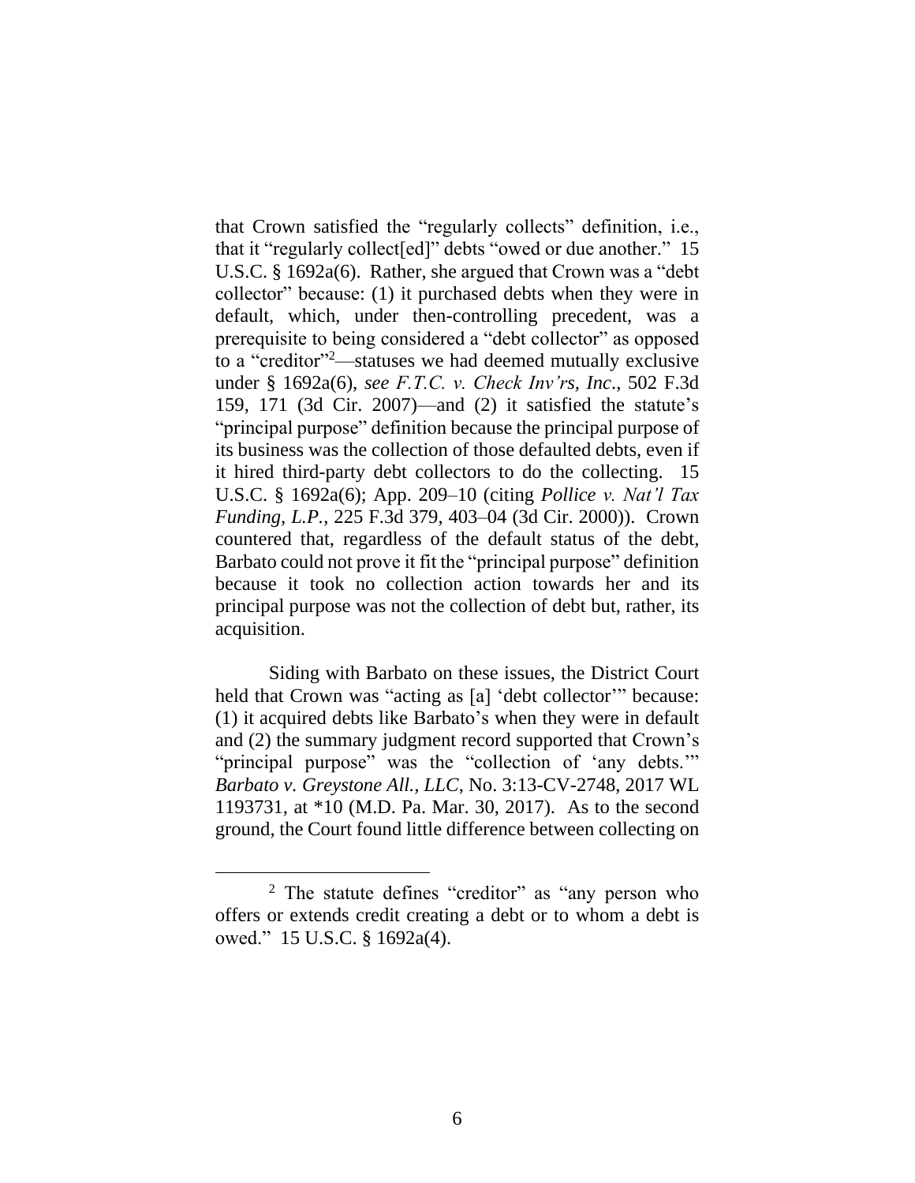that Crown satisfied the "regularly collects" definition, i.e., that it "regularly collect[ed]" debts "owed or due another." 15 U.S.C. § 1692a(6). Rather, she argued that Crown was a "debt collector" because: (1) it purchased debts when they were in default, which, under then-controlling precedent, was a prerequisite to being considered a "debt collector" as opposed to a "creditor"[2]—statuses we had deemed mutually exclusive under § 1692a(6), *see F.T.C. v. Check Inv'rs, Inc*., 502 F.3d 159, 171 (3d Cir. 2007)—and (2) it satisfied the statute's "principal purpose" definition because the principal purpose of its business was the collection of those defaulted debts, even if it hired third-party debt collectors to do the collecting. 15 U.S.C. § 1692a(6); App. 209–10 (citing *Pollice v. Nat'l Tax Funding, L.P.*, 225 F.3d 379, 403–04 (3d Cir. 2000)). Crown countered that, regardless of the default status of the debt, Barbato could not prove it fit the "principal purpose" definition because it took no collection action towards her and its principal purpose was not the collection of debt but, rather, its acquisition.

Siding with Barbato on these issues, the District Court held that Crown was "acting as [a] 'debt collector'" because: (1) it acquired debts like Barbato's when they were in default and (2) the summary judgment record supported that Crown's "principal purpose" was the "collection of 'any debts.'" *Barbato v. Greystone All., LLC*, No. 3:13-CV-2748, 2017 WL 1193731, at *10 (M.D. Pa. Mar. 30, 2017). As to the second ground, the Court found little difference between collecting on

[2] The statute defines "creditor" as "any person who offers or extends credit creating a debt or to whom a debt is owed." 15 U.S.C. § 1692a(4).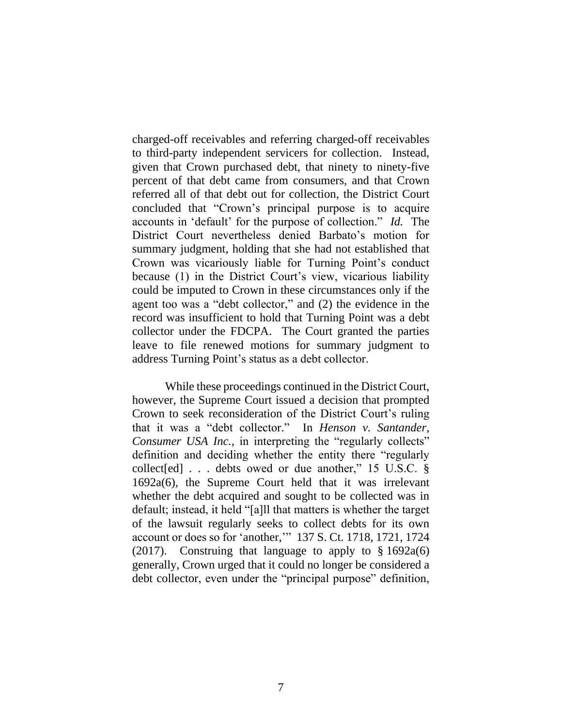charged-off receivables and referring charged-off receivables to third-party independent servicers for collection. Instead, given that Crown purchased debt, that ninety to ninety-five percent of that debt came from consumers, and that Crown referred all of that debt out for collection, the District Court concluded that "Crown's principal purpose is to acquire accounts in 'default' for the purpose of collection." *Id.* The District Court nevertheless denied Barbato's motion for summary judgment, holding that she had not established that Crown was vicariously liable for Turning Point's conduct because (1) in the District Court's view, vicarious liability could be imputed to Crown in these circumstances only if the agent too was a "debt collector," and (2) the evidence in the record was insufficient to hold that Turning Point was a debt collector under the FDCPA. The Court granted the parties leave to file renewed motions for summary judgment to address Turning Point's status as a debt collector.

While these proceedings continued in the District Court, however, the Supreme Court issued a decision that prompted Crown to seek reconsideration of the District Court's ruling that it was a "debt collector." In *Henson v. Santander, Consumer USA Inc.*, in interpreting the "regularly collects" definition and deciding whether the entity there "regularly collect[ed] . . . debts owed or due another," 15 U.S.C. § 1692a(6), the Supreme Court held that it was irrelevant whether the debt acquired and sought to be collected was in default; instead, it held "[a]ll that matters is whether the target of the lawsuit regularly seeks to collect debts for its own account or does so for 'another,'" 137 S. Ct. 1718, 1721, 1724 (2017). Construing that language to apply to § 1692a(6) generally, Crown urged that it could no longer be considered a debt collector, even under the "principal purpose" definition,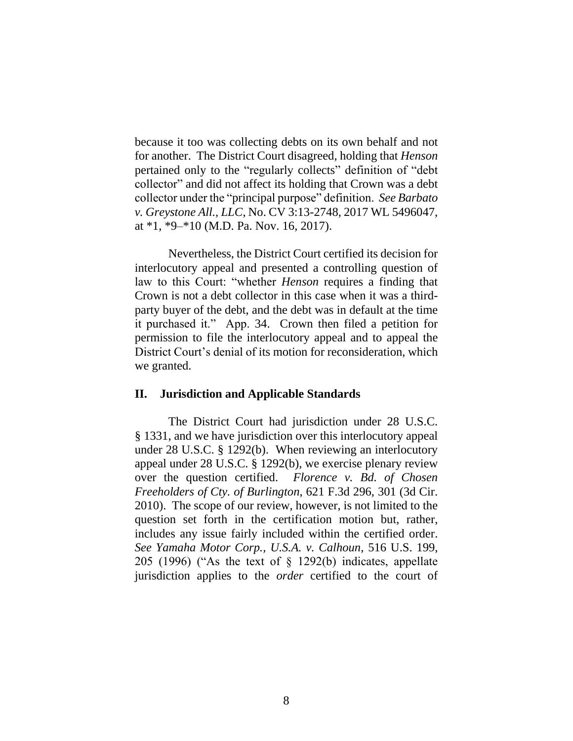because it too was collecting debts on its own behalf and not for another. The District Court disagreed, holding that *Henson* pertained only to the "regularly collects" definition of "debt collector" and did not affect its holding that Crown was a debt collector under the "principal purpose" definition. *See Barbato v. Greystone All., LLC*, No. CV 3:13-2748, 2017 WL 5496047, at *1, *9–*10 (M.D. Pa. Nov. 16, 2017).

Nevertheless, the District Court certified its decision for interlocutory appeal and presented a controlling question of law to this Court: "whether *Henson* requires a finding that Crown is not a debt collector in this case when it was a third-party buyer of the debt, and the debt was in default at the time it purchased it." App. 34. Crown then filed a petition for permission to file the interlocutory appeal and to appeal the District Court's denial of its motion for reconsideration, which we granted.

## II. Jurisdiction and Applicable Standards

The District Court had jurisdiction under 28 U.S.C. § 1331, and we have jurisdiction over this interlocutory appeal under 28 U.S.C. § 1292(b). When reviewing an interlocutory appeal under 28 U.S.C. § 1292(b), we exercise plenary review over the question certified. *Florence v. Bd. of Chosen Freeholders of Cty. of Burlington*, 621 F.3d 296, 301 (3d Cir. 2010). The scope of our review, however, is not limited to the question set forth in the certification motion but, rather, includes any issue fairly included within the certified order. *See Yamaha Motor Corp., U.S.A. v. Calhoun*, 516 U.S. 199, 205 (1996) ("As the text of § 1292(b) indicates, appellate jurisdiction applies to the *order* certified to the court of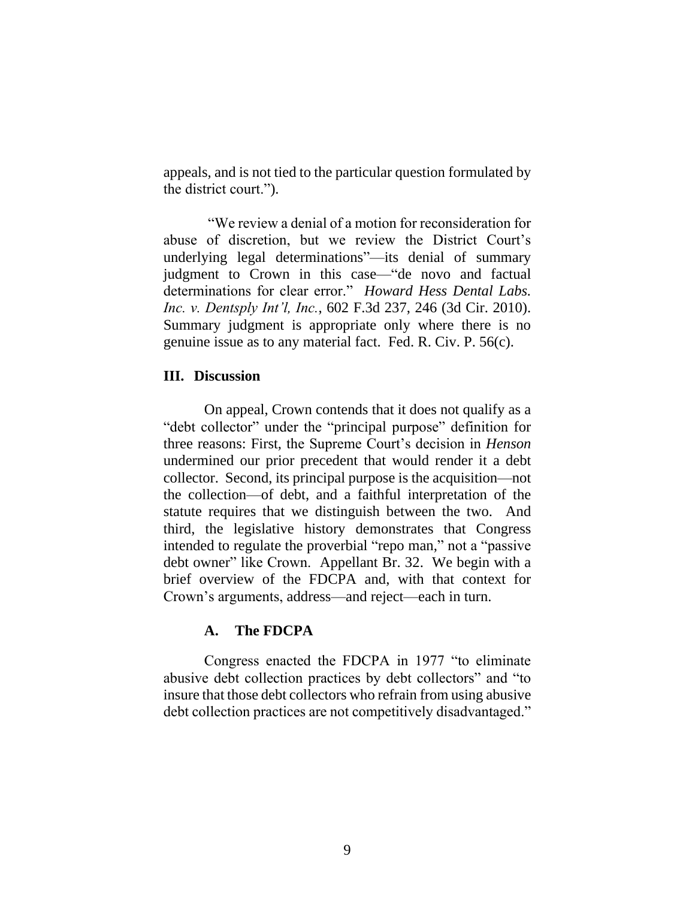appeals, and is not tied to the particular question formulated by the district court.").

"We review a denial of a motion for reconsideration for abuse of discretion, but we review the District Court's underlying legal determinations"—its denial of summary judgment to Crown in this case—"de novo and factual determinations for clear error." *Howard Hess Dental Labs. Inc. v. Dentsply Int'l, Inc.*, 602 F.3d 237, 246 (3d Cir. 2010). Summary judgment is appropriate only where there is no genuine issue as to any material fact. Fed. R. Civ. P. 56(c).

## III. Discussion

On appeal, Crown contends that it does not qualify as a "debt collector" under the "principal purpose" definition for three reasons: First, the Supreme Court's decision in *Henson* undermined our prior precedent that would render it a debt collector. Second, its principal purpose is the acquisition—not the collection—of debt, and a faithful interpretation of the statute requires that we distinguish between the two. And third, the legislative history demonstrates that Congress intended to regulate the proverbial "repo man," not a "passive debt owner" like Crown. Appellant Br. 32. We begin with a brief overview of the FDCPA and, with that context for Crown's arguments, address—and reject—each in turn.

### A. The FDCPA

Congress enacted the FDCPA in 1977 "to eliminate abusive debt collection practices by debt collectors" and "to insure that those debt collectors who refrain from using abusive debt collection practices are not competitively disadvantaged."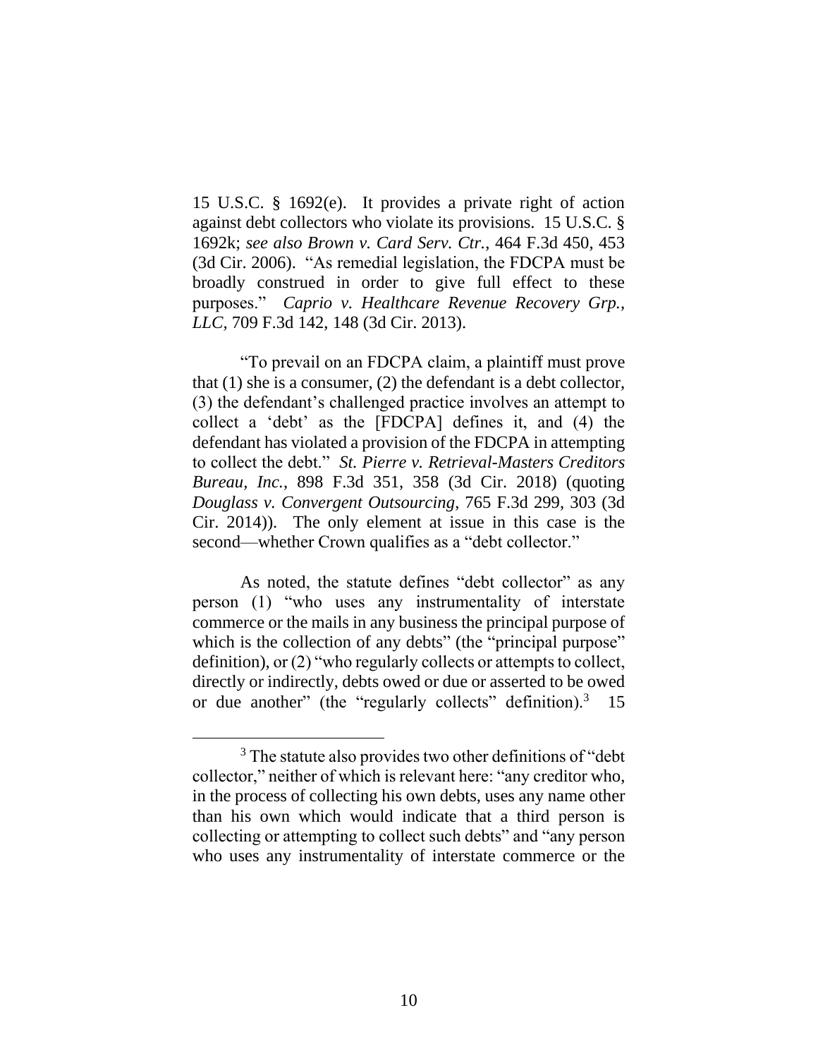15 U.S.C. § 1692(e). It provides a private right of action against debt collectors who violate its provisions. 15 U.S.C. § 1692k; *see also Brown v. Card Serv. Ctr.*, 464 F.3d 450, 453 (3d Cir. 2006). "As remedial legislation, the FDCPA must be broadly construed in order to give full effect to these purposes." *Caprio v. Healthcare Revenue Recovery Grp., LLC*, 709 F.3d 142, 148 (3d Cir. 2013).

"To prevail on an FDCPA claim, a plaintiff must prove that (1) she is a consumer, (2) the defendant is a debt collector, (3) the defendant's challenged practice involves an attempt to collect a 'debt' as the [FDCPA] defines it, and (4) the defendant has violated a provision of the FDCPA in attempting to collect the debt." *St. Pierre v. Retrieval-Masters Creditors Bureau, Inc.*, 898 F.3d 351, 358 (3d Cir. 2018) (quoting *Douglass v. Convergent Outsourcing*, 765 F.3d 299, 303 (3d Cir. 2014)). The only element at issue in this case is the second—whether Crown qualifies as a "debt collector."

As noted, the statute defines "debt collector" as any person (1) "who uses any instrumentality of interstate commerce or the mails in any business the principal purpose of which is the collection of any debts" (the "principal purpose" definition), or (2) "who regularly collects or attempts to collect, directly or indirectly, debts owed or due or asserted to be owed or due another" (the "regularly collects" definition).[3] 15

[3] The statute also provides two other definitions of "debt collector," neither of which is relevant here: "any creditor who, in the process of collecting his own debts, uses any name other than his own which would indicate that a third person is collecting or attempting to collect such debts" and "any person who uses any instrumentality of interstate commerce or the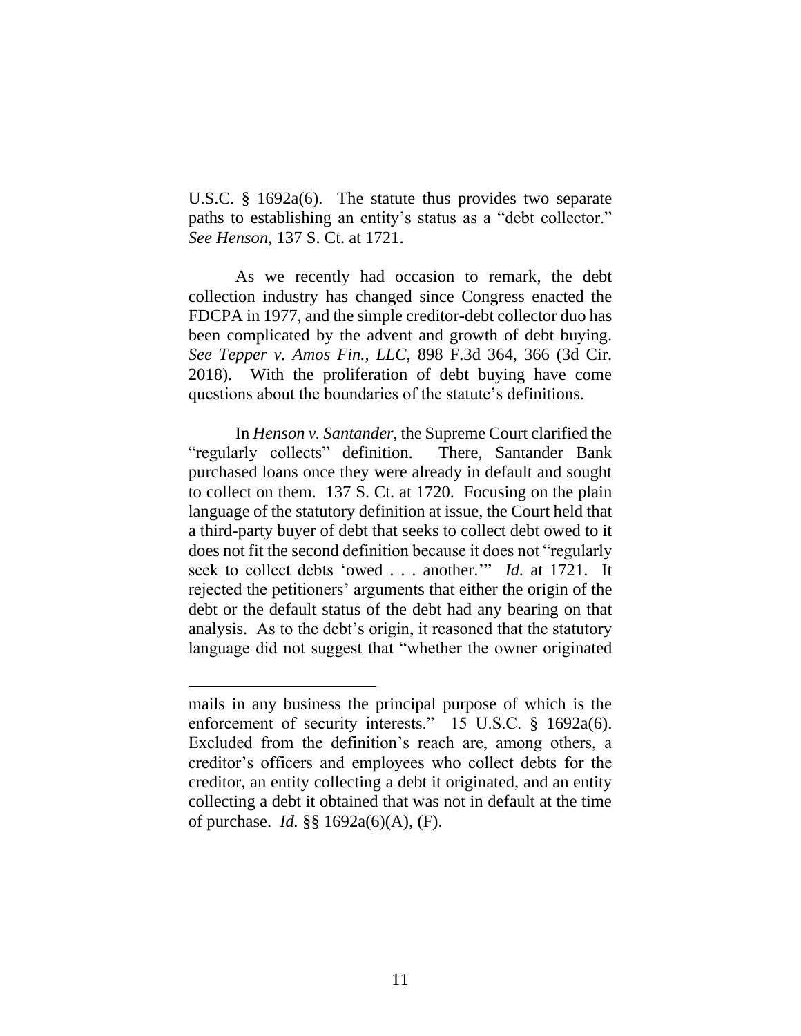U.S.C. § 1692a(6). The statute thus provides two separate paths to establishing an entity's status as a "debt collector." *See Henson*, 137 S. Ct. at 1721.

As we recently had occasion to remark, the debt collection industry has changed since Congress enacted the FDCPA in 1977, and the simple creditor-debt collector duo has been complicated by the advent and growth of debt buying. *See Tepper v. Amos Fin., LLC*, 898 F.3d 364, 366 (3d Cir. 2018). With the proliferation of debt buying have come questions about the boundaries of the statute's definitions.

In *Henson v. Santander*, the Supreme Court clarified the "regularly collects" definition. There, Santander Bank purchased loans once they were already in default and sought to collect on them. 137 S. Ct. at 1720. Focusing on the plain language of the statutory definition at issue, the Court held that a third-party buyer of debt that seeks to collect debt owed to it does not fit the second definition because it does not "regularly seek to collect debts 'owed . . . another.'" *Id.* at 1721. It rejected the petitioners' arguments that either the origin of the debt or the default status of the debt had any bearing on that analysis. As to the debt's origin, it reasoned that the statutory language did not suggest that "whether the owner originated

---

mails in any business the principal purpose of which is the enforcement of security interests." 15 U.S.C. § 1692a(6). Excluded from the definition's reach are, among others, a creditor's officers and employees who collect debts for the creditor, an entity collecting a debt it originated, and an entity collecting a debt it obtained that was not in default at the time of purchase. *Id.* §§ 1692a(6)(A), (F).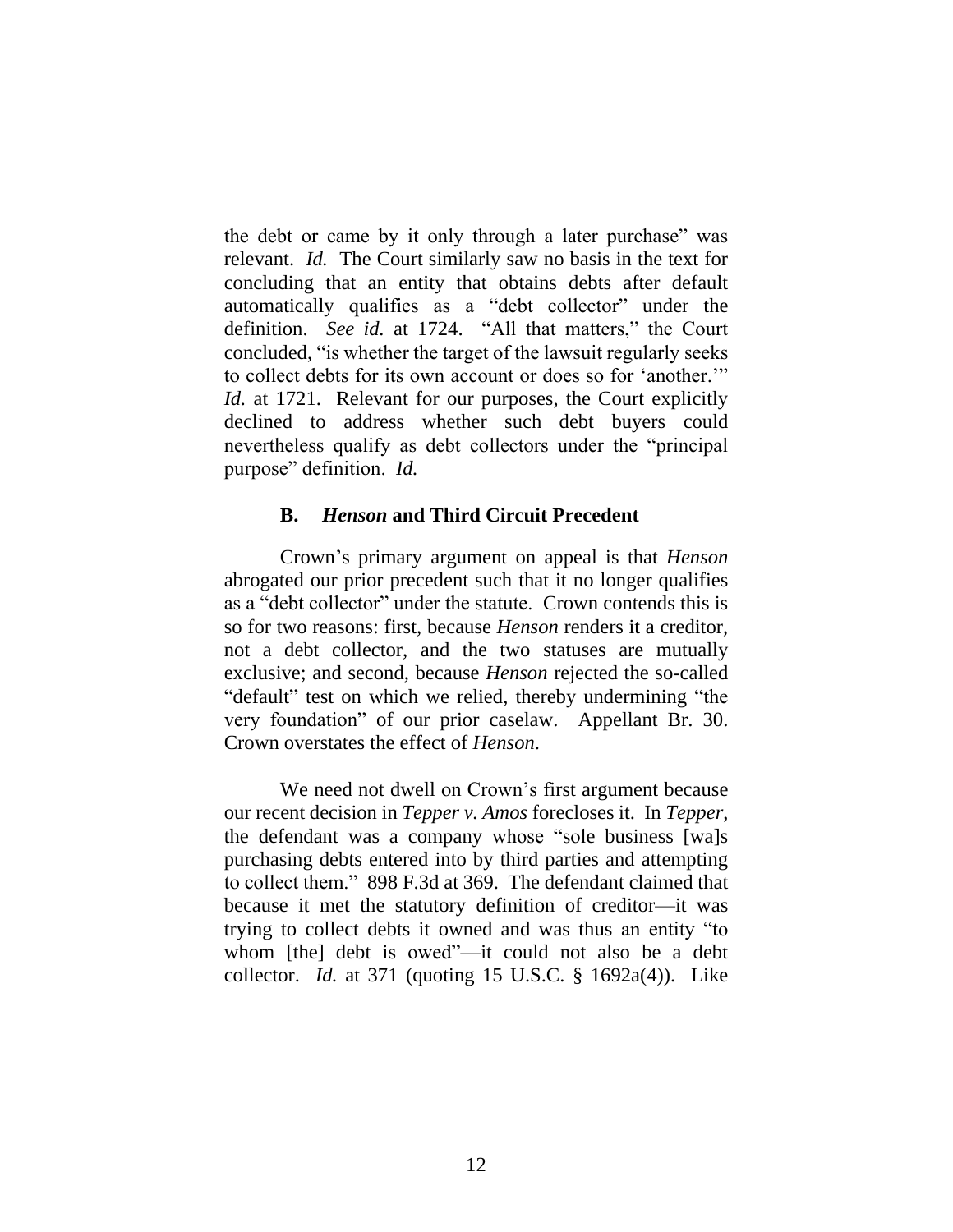the debt or came by it only through a later purchase" was relevant. *Id.* The Court similarly saw no basis in the text for concluding that an entity that obtains debts after default automatically qualifies as a "debt collector" under the definition. *See id.* at 1724. "All that matters," the Court concluded, "is whether the target of the lawsuit regularly seeks to collect debts for its own account or does so for 'another.'" *Id.* at 1721. Relevant for our purposes, the Court explicitly declined to address whether such debt buyers could nevertheless qualify as debt collectors under the "principal purpose" definition. *Id.*

### B. *Henson* and Third Circuit Precedent

Crown's primary argument on appeal is that *Henson* abrogated our prior precedent such that it no longer qualifies as a "debt collector" under the statute. Crown contends this is so for two reasons: first, because *Henson* renders it a creditor, not a debt collector, and the two statuses are mutually exclusive; and second, because *Henson* rejected the so-called "default" test on which we relied, thereby undermining "the very foundation" of our prior caselaw. Appellant Br. 30. Crown overstates the effect of *Henson*.

We need not dwell on Crown's first argument because our recent decision in *Tepper v. Amos* forecloses it. In *Tepper*, the defendant was a company whose "sole business [wa]s purchasing debts entered into by third parties and attempting to collect them." 898 F.3d at 369. The defendant claimed that because it met the statutory definition of creditor—it was trying to collect debts it owned and was thus an entity "to whom [the] debt is owed"—it could not also be a debt collector. *Id.* at 371 (quoting 15 U.S.C. § 1692a(4)). Like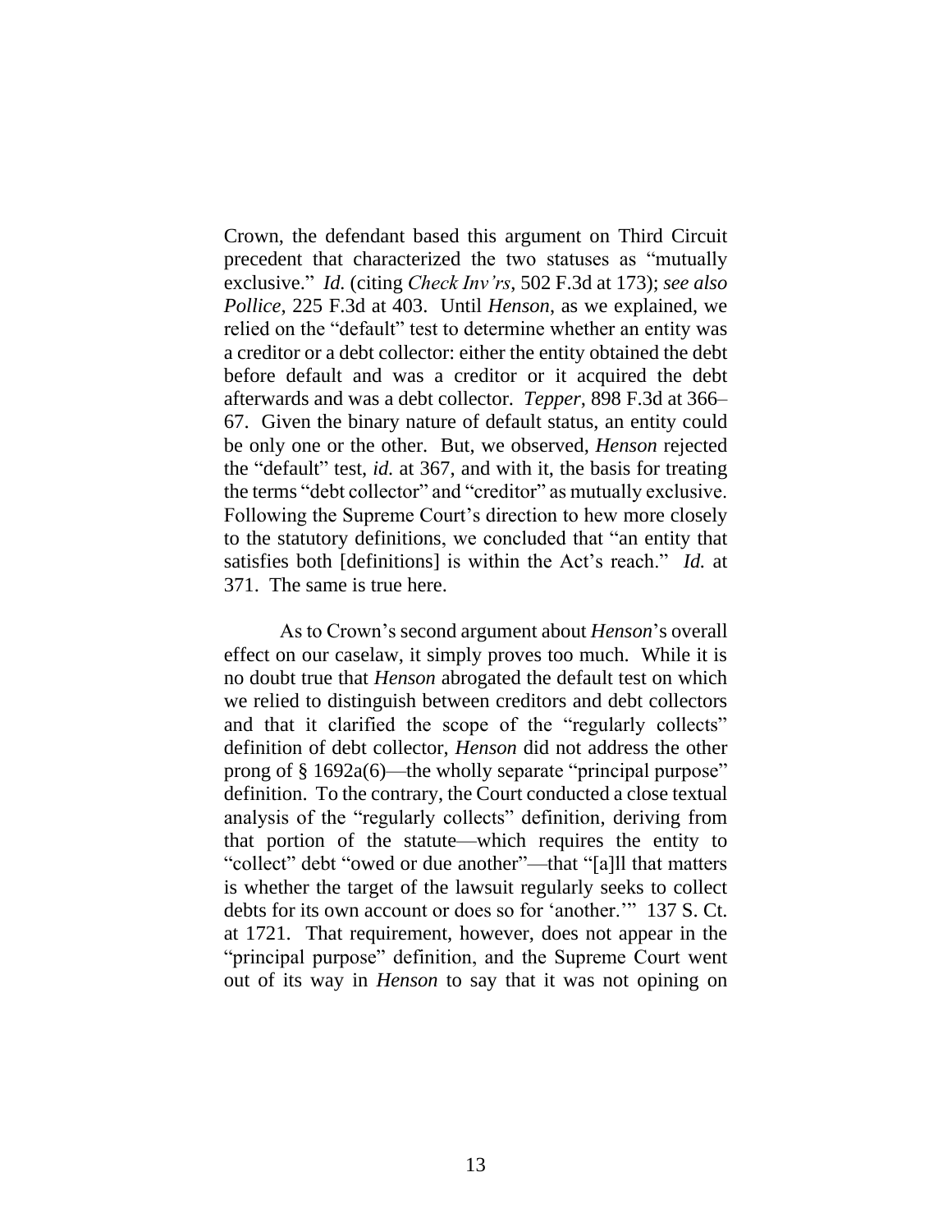Crown, the defendant based this argument on Third Circuit precedent that characterized the two statuses as "mutually exclusive." *Id.* (citing *Check Inv'rs*, 502 F.3d at 173); *see also Pollice*, 225 F.3d at 403. Until *Henson*, as we explained, we relied on the "default" test to determine whether an entity was a creditor or a debt collector: either the entity obtained the debt before default and was a creditor or it acquired the debt afterwards and was a debt collector. *Tepper*, 898 F.3d at 366–67. Given the binary nature of default status, an entity could be only one or the other. But, we observed, *Henson* rejected the "default" test, *id.* at 367, and with it, the basis for treating the terms "debt collector" and "creditor" as mutually exclusive. Following the Supreme Court's direction to hew more closely to the statutory definitions, we concluded that "an entity that satisfies both [definitions] is within the Act's reach." *Id.* at 371. The same is true here.

As to Crown's second argument about *Henson*'s overall effect on our caselaw, it simply proves too much. While it is no doubt true that *Henson* abrogated the default test on which we relied to distinguish between creditors and debt collectors and that it clarified the scope of the "regularly collects" definition of debt collector, *Henson* did not address the other prong of § 1692a(6)—the wholly separate "principal purpose" definition. To the contrary, the Court conducted a close textual analysis of the "regularly collects" definition, deriving from that portion of the statute—which requires the entity to "collect" debt "owed or due another"—that "[a]ll that matters is whether the target of the lawsuit regularly seeks to collect debts for its own account or does so for 'another.'" 137 S. Ct. at 1721. That requirement, however, does not appear in the "principal purpose" definition, and the Supreme Court went out of its way in *Henson* to say that it was not opining on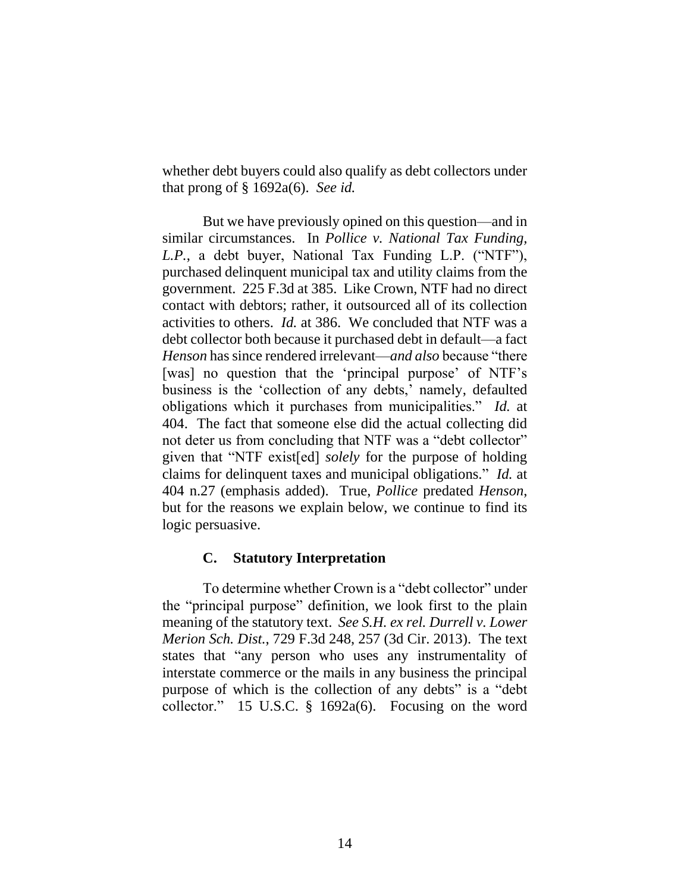whether debt buyers could also qualify as debt collectors under that prong of § 1692a(6). *See id.*

But we have previously opined on this question—and in similar circumstances. In *Pollice v. National Tax Funding, L.P.*, a debt buyer, National Tax Funding L.P. ("NTF"), purchased delinquent municipal tax and utility claims from the government. 225 F.3d at 385. Like Crown, NTF had no direct contact with debtors; rather, it outsourced all of its collection activities to others. *Id.* at 386. We concluded that NTF was a debt collector both because it purchased debt in default—a fact *Henson* has since rendered irrelevant—*and also* because "there [was] no question that the 'principal purpose' of NTF's business is the 'collection of any debts,' namely, defaulted obligations which it purchases from municipalities." *Id.* at 404. The fact that someone else did the actual collecting did not deter us from concluding that NTF was a "debt collector" given that "NTF exist[ed] *solely* for the purpose of holding claims for delinquent taxes and municipal obligations." *Id.* at 404 n.27 (emphasis added). True, *Pollice* predated *Henson*, but for the reasons we explain below, we continue to find its logic persuasive.

### C. Statutory Interpretation

To determine whether Crown is a "debt collector" under the "principal purpose" definition, we look first to the plain meaning of the statutory text. *See S.H. ex rel. Durrell v. Lower Merion Sch. Dist.*, 729 F.3d 248, 257 (3d Cir. 2013). The text states that "any person who uses any instrumentality of interstate commerce or the mails in any business the principal purpose of which is the collection of any debts" is a "debt collector." 15 U.S.C. § 1692a(6). Focusing on the word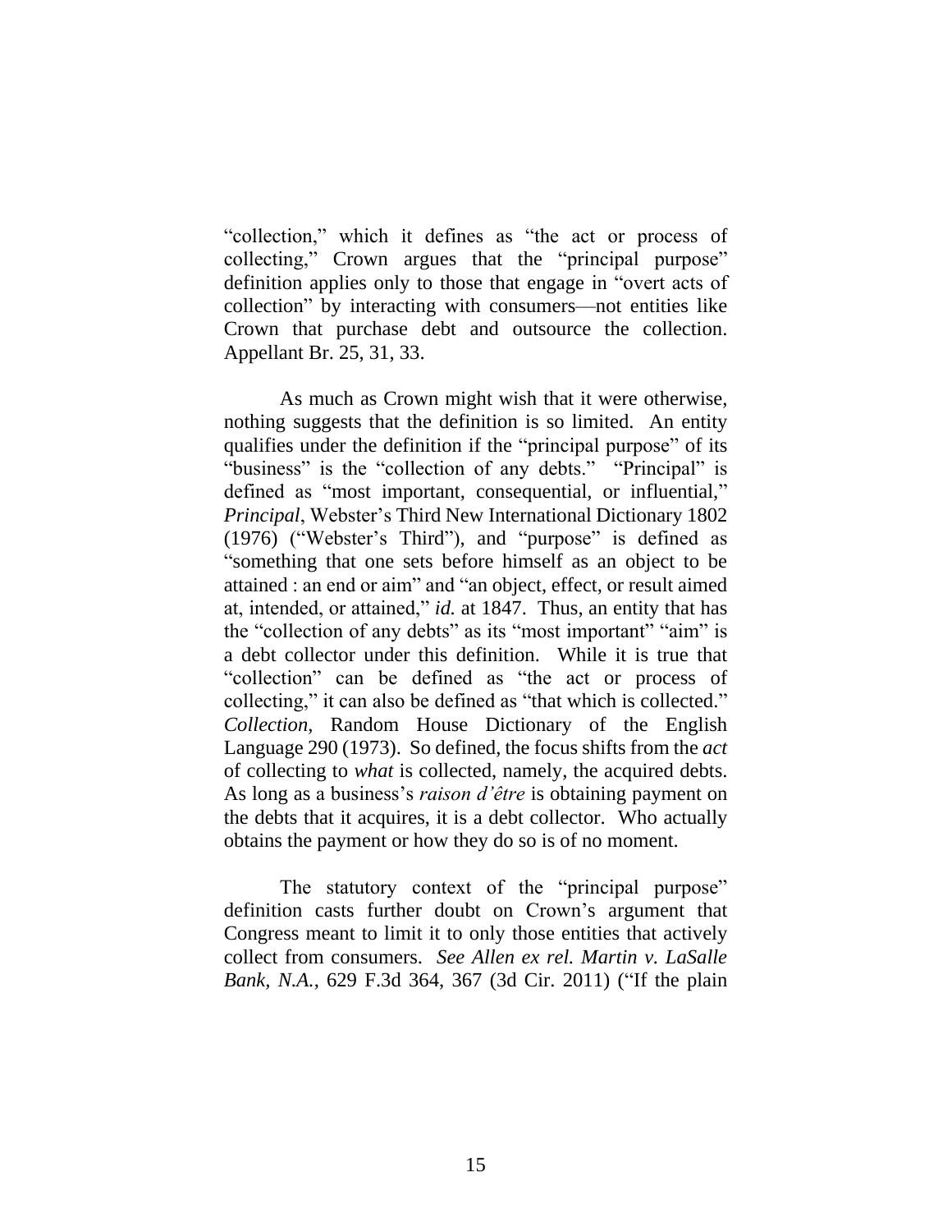"collection," which it defines as "the act or process of collecting," Crown argues that the "principal purpose" definition applies only to those that engage in "overt acts of collection" by interacting with consumers—not entities like Crown that purchase debt and outsource the collection. Appellant Br. 25, 31, 33.

As much as Crown might wish that it were otherwise, nothing suggests that the definition is so limited. An entity qualifies under the definition if the "principal purpose" of its "business" is the "collection of any debts." "Principal" is defined as "most important, consequential, or influential," *Principal*, Webster's Third New International Dictionary 1802 (1976) ("Webster's Third"), and "purpose" is defined as "something that one sets before himself as an object to be attained : an end or aim" and "an object, effect, or result aimed at, intended, or attained," *id.* at 1847. Thus, an entity that has the "collection of any debts" as its "most important" "aim" is a debt collector under this definition. While it is true that "collection" can be defined as "the act or process of collecting," it can also be defined as "that which is collected." *Collection*, Random House Dictionary of the English Language 290 (1973). So defined, the focus shifts from the *act* of collecting to *what* is collected, namely, the acquired debts. As long as a business's *raison d'être* is obtaining payment on the debts that it acquires, it is a debt collector. Who actually obtains the payment or how they do so is of no moment.

The statutory context of the "principal purpose" definition casts further doubt on Crown's argument that Congress meant to limit it to only those entities that actively collect from consumers. *See Allen ex rel. Martin v. LaSalle Bank, N.A.*, 629 F.3d 364, 367 (3d Cir. 2011) ("If the plain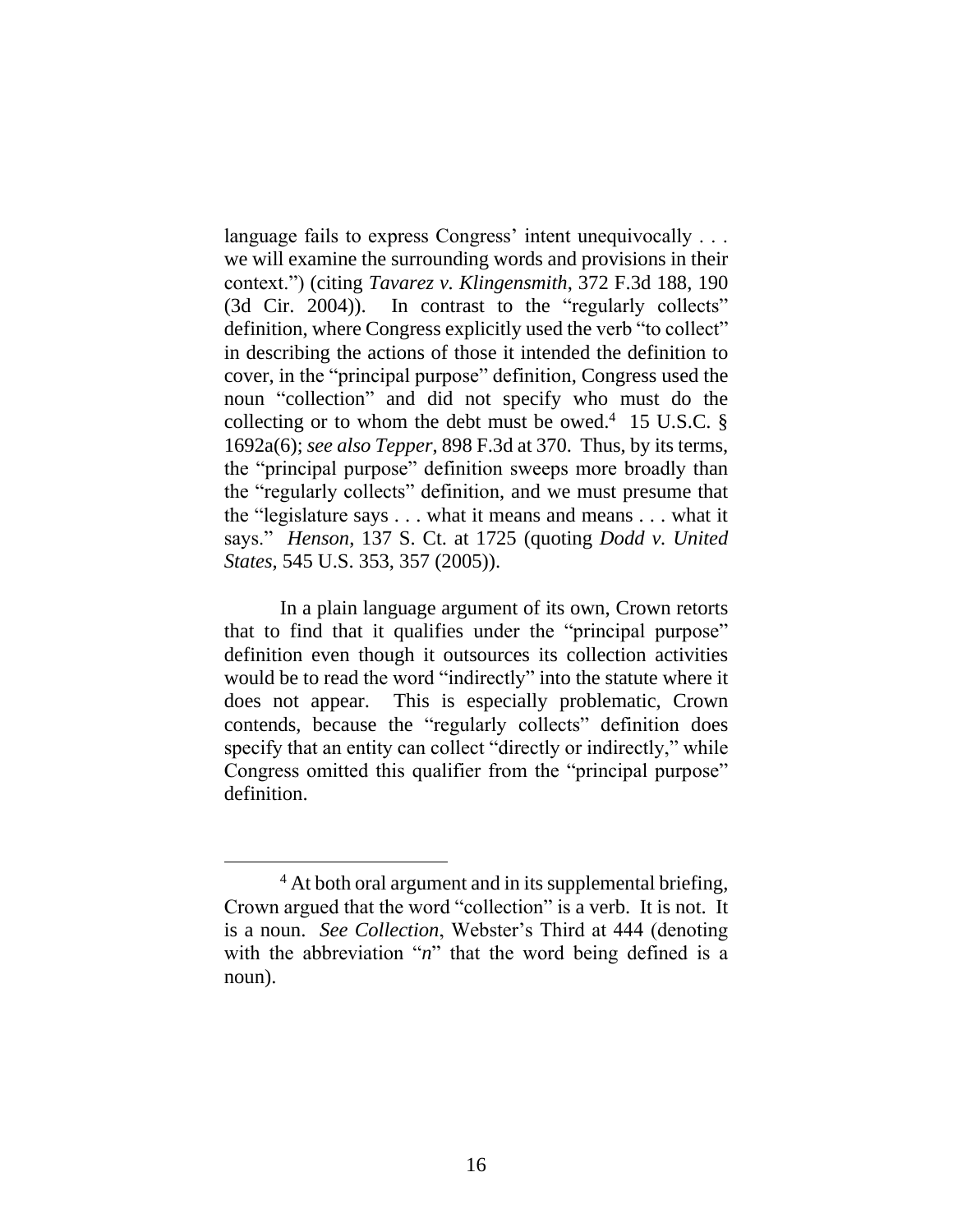language fails to express Congress' intent unequivocally . . . we will examine the surrounding words and provisions in their context.") (citing *Tavarez v. Klingensmith*, 372 F.3d 188, 190 (3d Cir. 2004)). In contrast to the "regularly collects" definition, where Congress explicitly used the verb "to collect" in describing the actions of those it intended the definition to cover, in the "principal purpose" definition, Congress used the noun "collection" and did not specify who must do the collecting or to whom the debt must be owed.[4] 15 U.S.C. § 1692a(6); *see also Tepper*, 898 F.3d at 370. Thus, by its terms, the "principal purpose" definition sweeps more broadly than the "regularly collects" definition, and we must presume that the "legislature says . . . what it means and means . . . what it says." *Henson*, 137 S. Ct. at 1725 (quoting *Dodd v. United States*, 545 U.S. 353, 357 (2005)).

In a plain language argument of its own, Crown retorts that to find that it qualifies under the "principal purpose" definition even though it outsources its collection activities would be to read the word "indirectly" into the statute where it does not appear. This is especially problematic, Crown contends, because the "regularly collects" definition does specify that an entity can collect "directly or indirectly," while Congress omitted this qualifier from the "principal purpose" definition.

---

[4] At both oral argument and in its supplemental briefing, Crown argued that the word "collection" is a verb. It is not. It is a noun. *See Collection*, Webster's Third at 444 (denoting with the abbreviation "*n*" that the word being defined is a noun).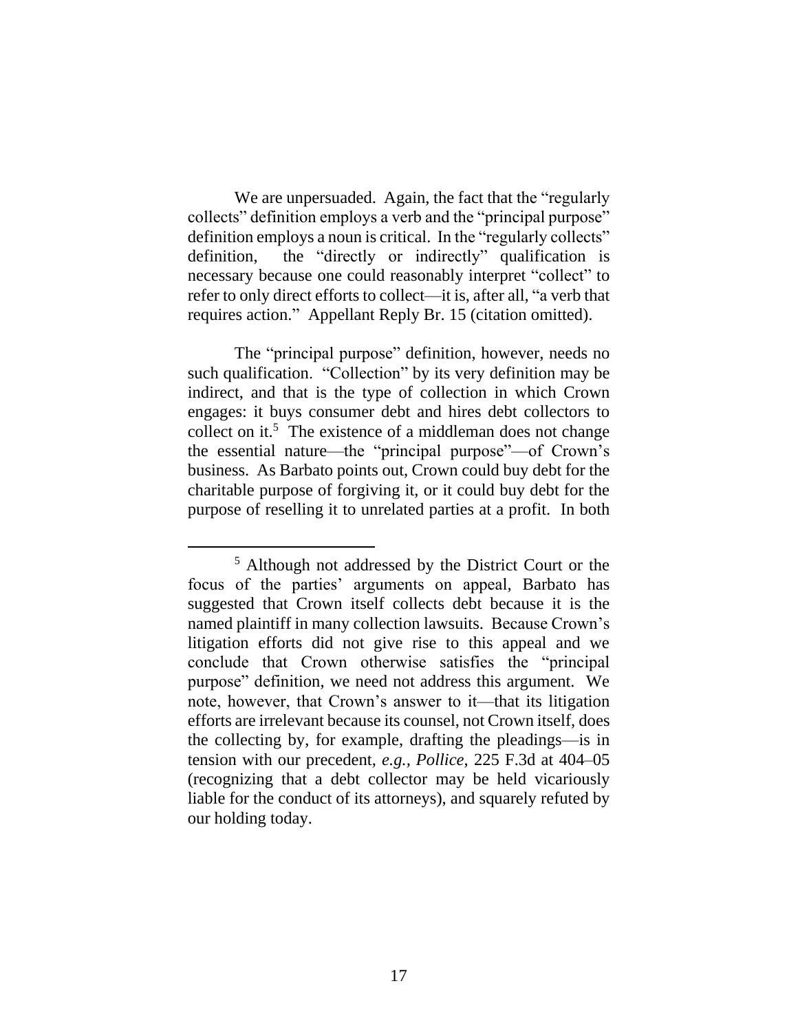We are unpersuaded. Again, the fact that the "regularly collects" definition employs a verb and the "principal purpose" definition employs a noun is critical. In the "regularly collects" definition, the "directly or indirectly" qualification is necessary because one could reasonably interpret "collect" to refer to only direct efforts to collect—it is, after all, "a verb that requires action." Appellant Reply Br. 15 (citation omitted).

The "principal purpose" definition, however, needs no such qualification. "Collection" by its very definition may be indirect, and that is the type of collection in which Crown engages: it buys consumer debt and hires debt collectors to collect on it.[5] The existence of a middleman does not change the essential nature—the "principal purpose"—of Crown's business. As Barbato points out, Crown could buy debt for the charitable purpose of forgiving it, or it could buy debt for the purpose of reselling it to unrelated parties at a profit. In both

---

[5] Although not addressed by the District Court or the focus of the parties' arguments on appeal, Barbato has suggested that Crown itself collects debt because it is the named plaintiff in many collection lawsuits. Because Crown's litigation efforts did not give rise to this appeal and we conclude that Crown otherwise satisfies the "principal purpose" definition, we need not address this argument. We note, however, that Crown's answer to it—that its litigation efforts are irrelevant because its counsel, not Crown itself, does the collecting by, for example, drafting the pleadings—is in tension with our precedent, *e.g.*, *Pollice*, 225 F.3d at 404–05 (recognizing that a debt collector may be held vicariously liable for the conduct of its attorneys), and squarely refuted by our holding today.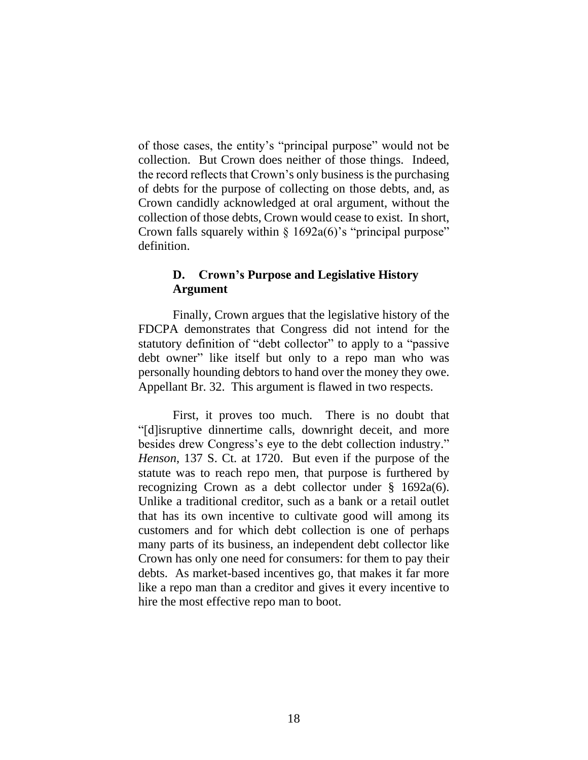of those cases, the entity's "principal purpose" would not be collection. But Crown does neither of those things. Indeed, the record reflects that Crown's only business is the purchasing of debts for the purpose of collecting on those debts, and, as Crown candidly acknowledged at oral argument, without the collection of those debts, Crown would cease to exist. In short, Crown falls squarely within § 1692a(6)'s "principal purpose" definition.

### D. Crown's Purpose and Legislative History Argument

Finally, Crown argues that the legislative history of the FDCPA demonstrates that Congress did not intend for the statutory definition of "debt collector" to apply to a "passive debt owner" like itself but only to a repo man who was personally hounding debtors to hand over the money they owe. Appellant Br. 32. This argument is flawed in two respects.

First, it proves too much. There is no doubt that "[d]isruptive dinnertime calls, downright deceit, and more besides drew Congress's eye to the debt collection industry." *Henson*, 137 S. Ct. at 1720. But even if the purpose of the statute was to reach repo men, that purpose is furthered by recognizing Crown as a debt collector under § 1692a(6). Unlike a traditional creditor, such as a bank or a retail outlet that has its own incentive to cultivate good will among its customers and for which debt collection is one of perhaps many parts of its business, an independent debt collector like Crown has only one need for consumers: for them to pay their debts. As market-based incentives go, that makes it far more like a repo man than a creditor and gives it every incentive to hire the most effective repo man to boot.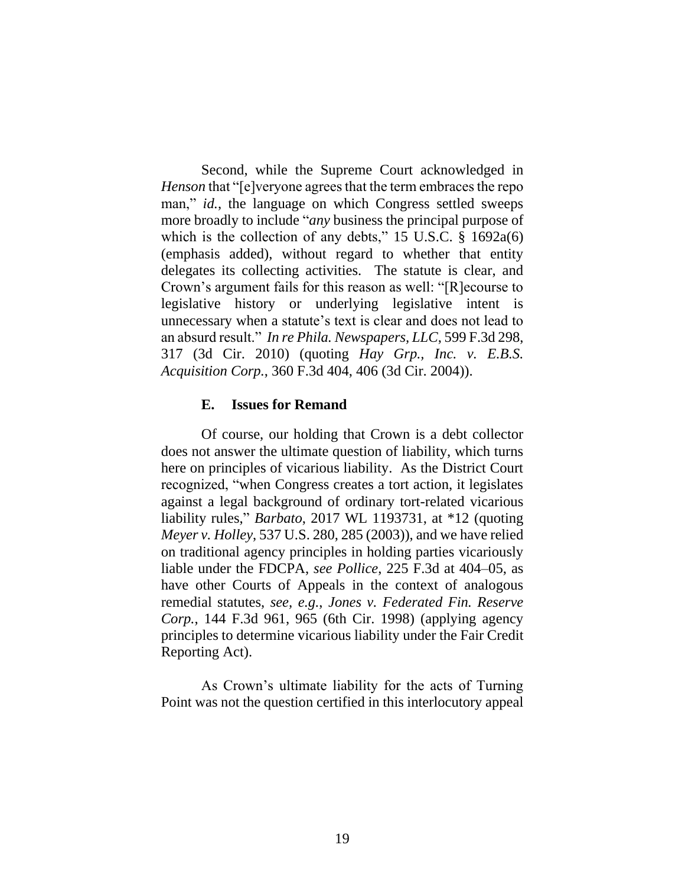Second, while the Supreme Court acknowledged in *Henson* that "[e]veryone agrees that the term embraces the repo man," *id.*, the language on which Congress settled sweeps more broadly to include "*any* business the principal purpose of which is the collection of any debts," 15 U.S.C. § 1692a(6) (emphasis added), without regard to whether that entity delegates its collecting activities. The statute is clear, and Crown's argument fails for this reason as well: "[R]ecourse to legislative history or underlying legislative intent is unnecessary when a statute's text is clear and does not lead to an absurd result." *In re Phila. Newspapers, LLC*, 599 F.3d 298, 317 (3d Cir. 2010) (quoting *Hay Grp., Inc. v. E.B.S. Acquisition Corp.*, 360 F.3d 404, 406 (3d Cir. 2004)).

### E. Issues for Remand

Of course, our holding that Crown is a debt collector does not answer the ultimate question of liability, which turns here on principles of vicarious liability. As the District Court recognized, "when Congress creates a tort action, it legislates against a legal background of ordinary tort-related vicarious liability rules," *Barbato*, 2017 WL 1193731, at *12 (quoting *Meyer v. Holley*, 537 U.S. 280, 285 (2003)), and we have relied on traditional agency principles in holding parties vicariously liable under the FDCPA, *see Pollice*, 225 F.3d at 404–05, as have other Courts of Appeals in the context of analogous remedial statutes, *see, e.g.*, *Jones v. Federated Fin. Reserve Corp.*, 144 F.3d 961, 965 (6th Cir. 1998) (applying agency principles to determine vicarious liability under the Fair Credit Reporting Act).

As Crown's ultimate liability for the acts of Turning Point was not the question certified in this interlocutory appeal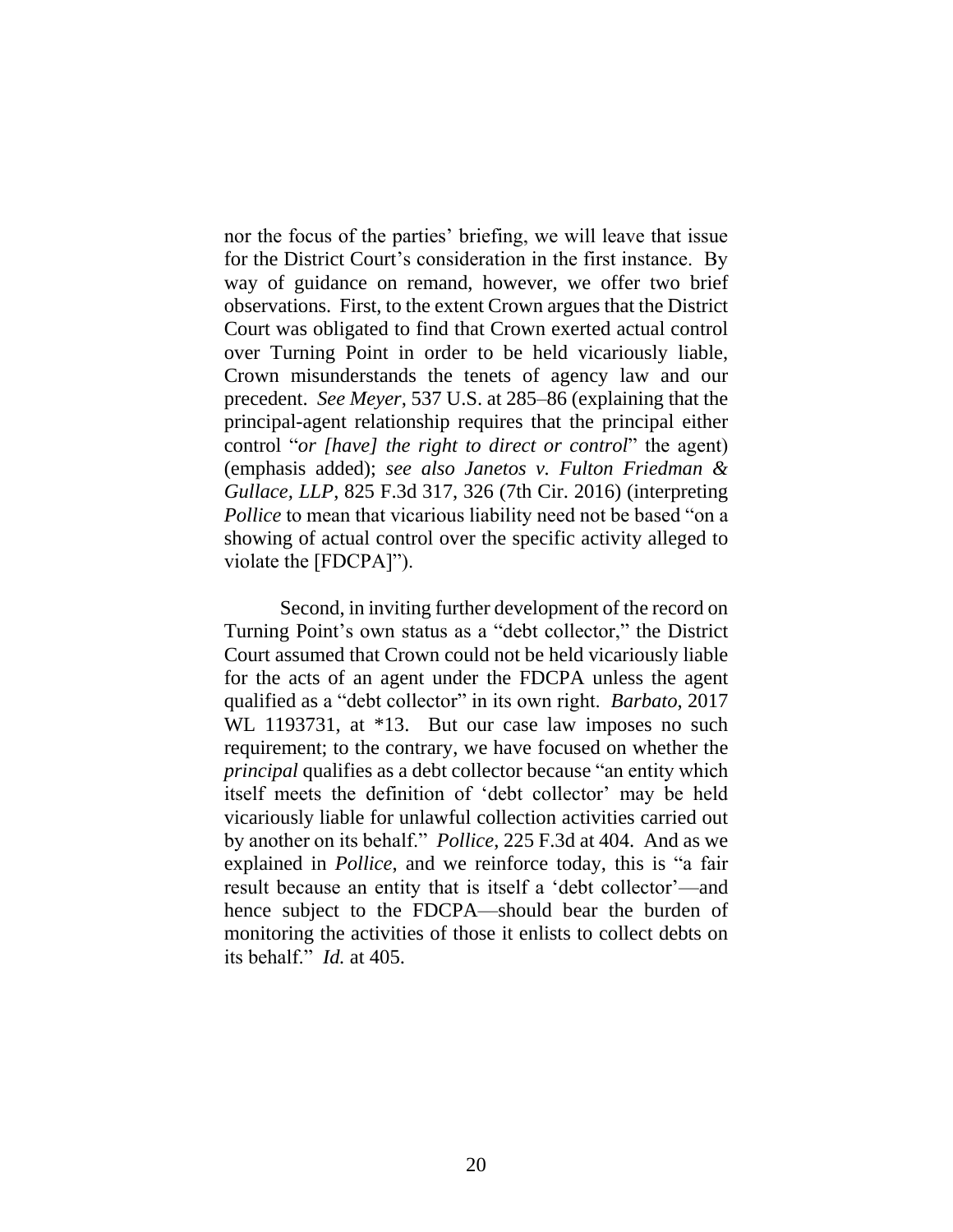nor the focus of the parties' briefing, we will leave that issue for the District Court's consideration in the first instance. By way of guidance on remand, however, we offer two brief observations. First, to the extent Crown argues that the District Court was obligated to find that Crown exerted actual control over Turning Point in order to be held vicariously liable, Crown misunderstands the tenets of agency law and our precedent. *See Meyer*, 537 U.S. at 285–86 (explaining that the principal-agent relationship requires that the principal either control "*or [have] the right to direct or control*" the agent) (emphasis added); *see also Janetos v. Fulton Friedman & Gullace, LLP*, 825 F.3d 317, 326 (7th Cir. 2016) (interpreting *Pollice* to mean that vicarious liability need not be based "on a showing of actual control over the specific activity alleged to violate the [FDCPA]").

Second, in inviting further development of the record on Turning Point's own status as a "debt collector," the District Court assumed that Crown could not be held vicariously liable for the acts of an agent under the FDCPA unless the agent qualified as a "debt collector" in its own right. *Barbato*, 2017 WL 1193731, at *13. But our case law imposes no such requirement; to the contrary, we have focused on whether the *principal* qualifies as a debt collector because "an entity which itself meets the definition of 'debt collector' may be held vicariously liable for unlawful collection activities carried out by another on its behalf." *Pollice*, 225 F.3d at 404. And as we explained in *Pollice*, and we reinforce today, this is "a fair result because an entity that is itself a 'debt collector'—and hence subject to the FDCPA—should bear the burden of monitoring the activities of those it enlists to collect debts on its behalf." *Id.* at 405.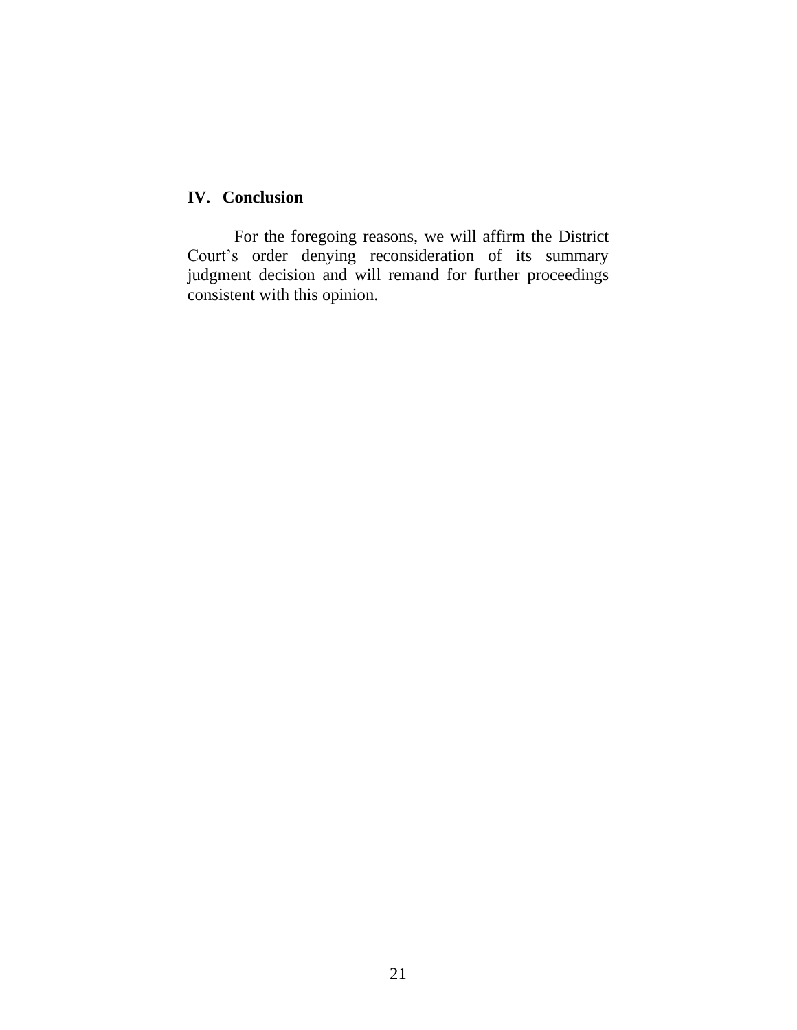## IV. Conclusion

For the foregoing reasons, we will affirm the District Court's order denying reconsideration of its summary judgment decision and will remand for further proceedings consistent with this opinion.